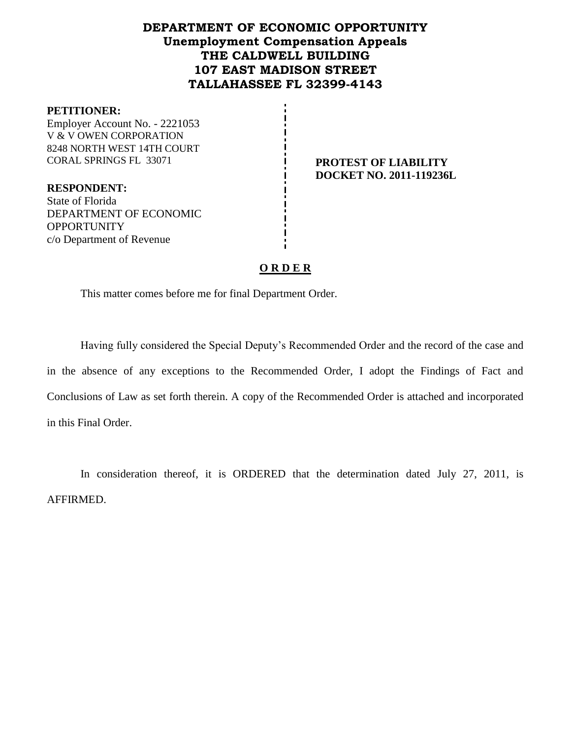# DEPARTMENT OF ECONOMIC OPPORTUNITY
## Unemployment Compensation Appeals
## THE CALDWELL BUILDING
## 107 EAST MADISON STREET
## TALLAHASSEE FL 32399-4143

**PETITIONER:**
Employer Account No. - 2221053
V & V OWEN CORPORATION
8248 NORTH WEST 14TH COURT
CORAL SPRINGS FL 33071

**RESPONDENT:**
State of Florida
DEPARTMENT OF ECONOMIC OPPORTUNITY
c/o Department of Revenue

**PROTEST OF LIABILITY**
**DOCKET NO. 2011-119236L**

## O R D E R

This matter comes before me for final Department Order.

Having fully considered the Special Deputy's Recommended Order and the record of the case and in the absence of any exceptions to the Recommended Order, I adopt the Findings of Fact and Conclusions of Law as set forth therein. A copy of the Recommended Order is attached and incorporated in this Final Order.

In consideration thereof, it is ORDERED that the determination dated July 27, 2011, is AFFIRMED.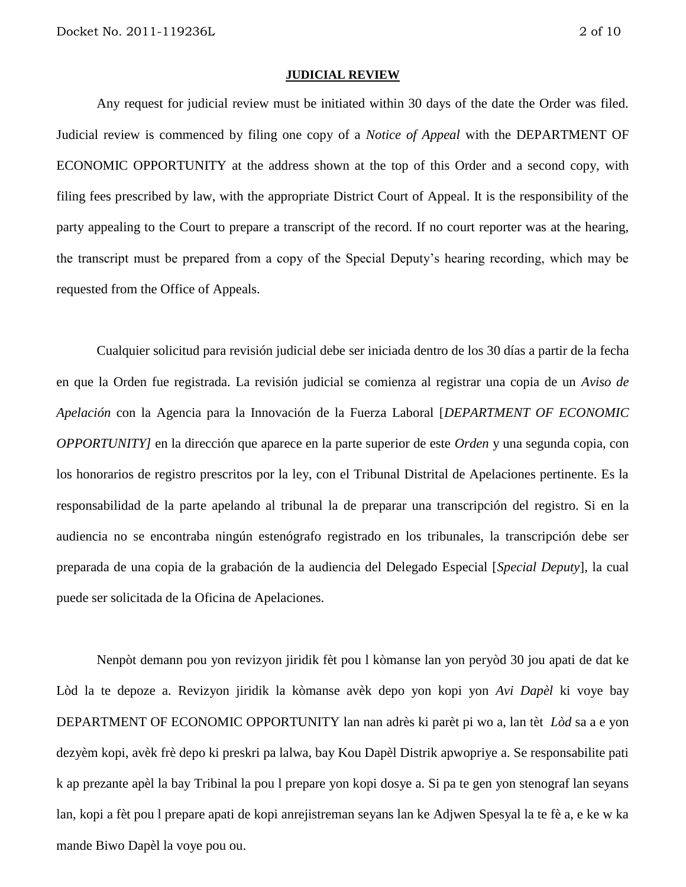## JUDICIAL REVIEW

Any request for judicial review must be initiated within 30 days of the date the Order was filed. Judicial review is commenced by filing one copy of a *Notice of Appeal* with the DEPARTMENT OF ECONOMIC OPPORTUNITY at the address shown at the top of this Order and a second copy, with filing fees prescribed by law, with the appropriate District Court of Appeal. It is the responsibility of the party appealing to the Court to prepare a transcript of the record. If no court reporter was at the hearing, the transcript must be prepared from a copy of the Special Deputy's hearing recording, which may be requested from the Office of Appeals.

Cualquier solicitud para revisión judicial debe ser iniciada dentro de los 30 días a partir de la fecha en que la Orden fue registrada. La revisión judicial se comienza al registrar una copia de un *Aviso de Apelación* con la Agencia para la Innovación de la Fuerza Laboral [*DEPARTMENT OF ECONOMIC OPPORTUNITY]* en la dirección que aparece en la parte superior de este *Orden* y una segunda copia, con los honorarios de registro prescritos por la ley, con el Tribunal Distrital de Apelaciones pertinente. Es la responsabilidad de la parte apelando al tribunal la de preparar una transcripción del registro. Si en la audiencia no se encontraba ningún estenógrafo registrado en los tribunales, la transcripción debe ser preparada de una copia de la grabación de la audiencia del Delegado Especial [*Special Deputy*], la cual puede ser solicitada de la Oficina de Apelaciones.

Nenpòt demann pou yon revizyon jiridik fèt pou l kòmanse lan yon peryòd 30 jou apati de dat ke Lòd la te depoze a. Revizyon jiridik la kòmanse avèk depo yon kopi yon *Avi Dapèl* ki voye bay DEPARTMENT OF ECONOMIC OPPORTUNITY lan nan adrès ki parèt pi wo a, lan tèt *Lòd* sa a e yon dezyèm kopi, avèk frè depo ki preskri pa lalwa, bay Kou Dapèl Distrik apwopriye a. Se responsabilite pati k ap prezante apèl la bay Tribinal la pou l prepare yon kopi dosye a. Si pa te gen yon stenograf lan seyans lan, kopi a fèt pou l prepare apati de kopi anrejistreman seyans lan ke Adjwen Spesyal la te fè a, e ke w ka mande Biwo Dapèl la voye pou ou.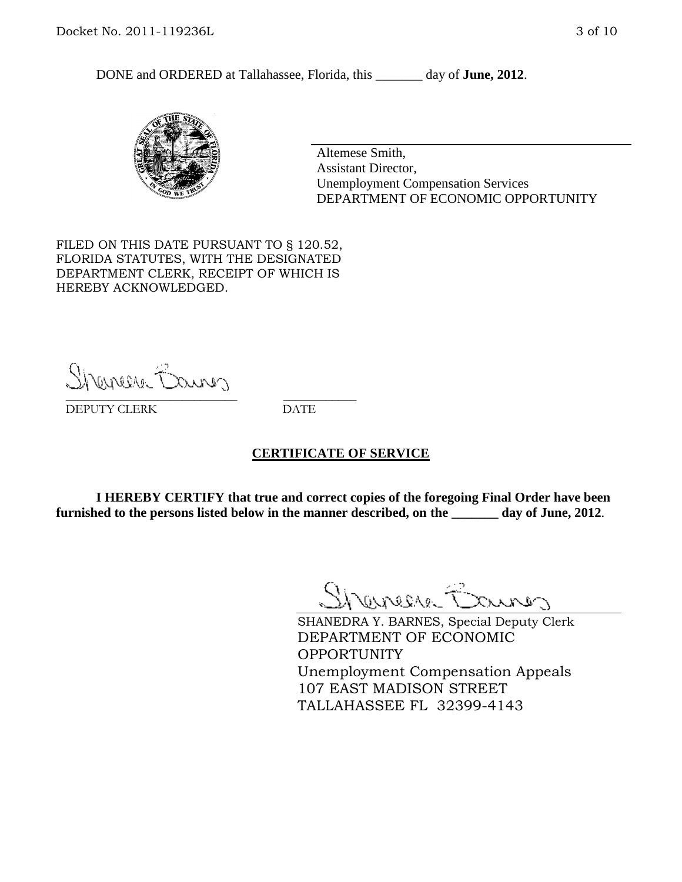DONE and ORDERED at Tallahassee, Florida, this _______ day of **June, 2012**.

Altemese Smith,
Assistant Director,
Unemployment Compensation Services
DEPARTMENT OF ECONOMIC OPPORTUNITY

FILED ON THIS DATE PURSUANT TO § 120.52, FLORIDA STATUTES, WITH THE DESIGNATED DEPARTMENT CLERK, RECEIPT OF WHICH IS HEREBY ACKNOWLEDGED.

___________________________ ___________
DEPUTY CLERK DATE

## CERTIFICATE OF SERVICE

**I HEREBY CERTIFY that true and correct copies of the foregoing Final Order have been furnished to the persons listed below in the manner described, on the _______ day of June, 2012**.

SHANEDRA Y. BARNES, Special Deputy Clerk
DEPARTMENT OF ECONOMIC OPPORTUNITY
Unemployment Compensation Appeals
107 EAST MADISON STREET
TALLAHASSEE FL 32399-4143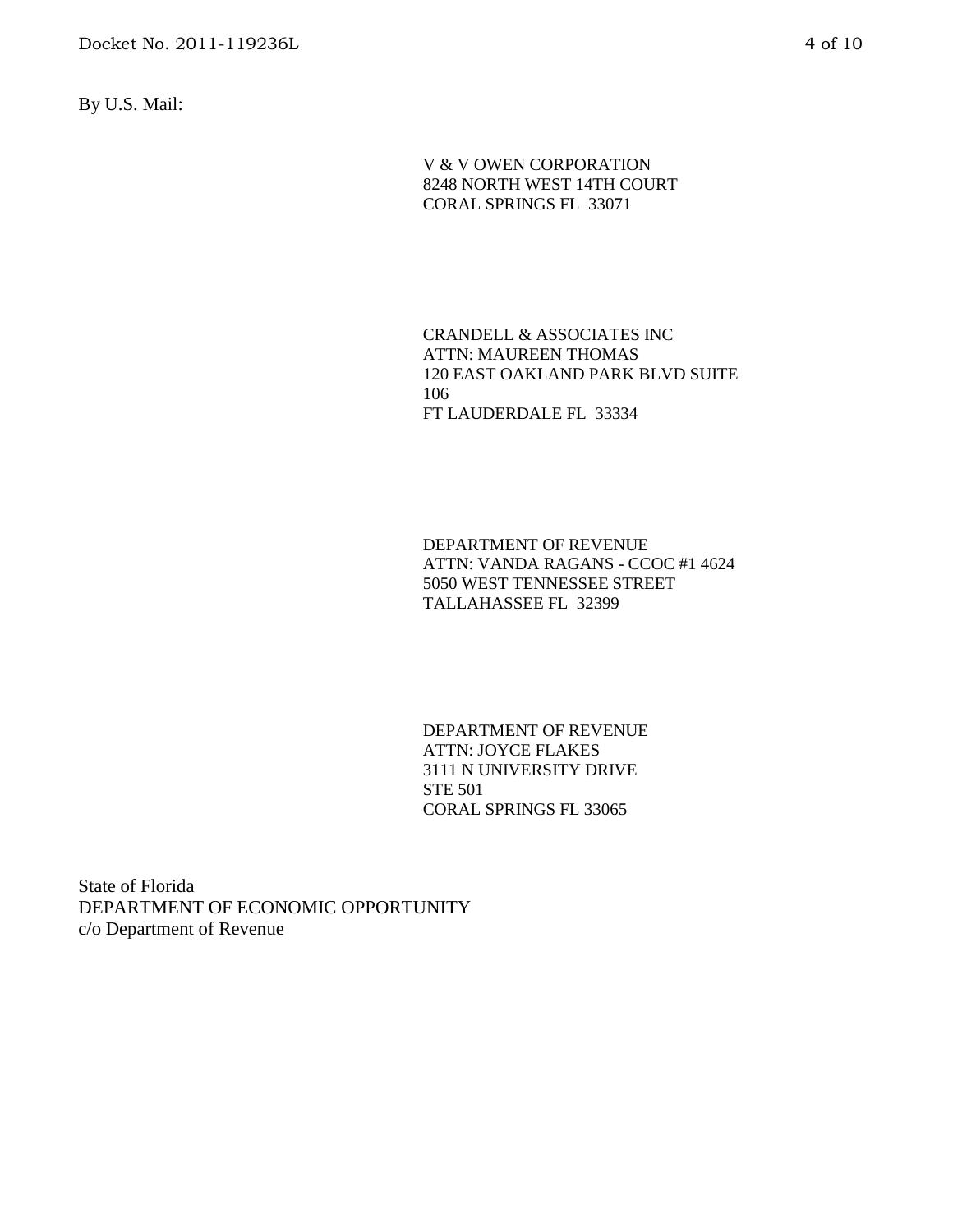By U.S. Mail:

V & V OWEN CORPORATION
8248 NORTH WEST 14TH COURT
CORAL SPRINGS FL 33071

CRANDELL & ASSOCIATES INC
ATTN: MAUREEN THOMAS
120 EAST OAKLAND PARK BLVD SUITE
106
FT LAUDERDALE FL 33334

DEPARTMENT OF REVENUE
ATTN: VANDA RAGANS - CCOC #1 4624
5050 WEST TENNESSEE STREET
TALLAHASSEE FL 32399

DEPARTMENT OF REVENUE
ATTN: JOYCE FLAKES
3111 N UNIVERSITY DRIVE
STE 501
CORAL SPRINGS FL 33065

State of Florida
DEPARTMENT OF ECONOMIC OPPORTUNITY
c/o Department of Revenue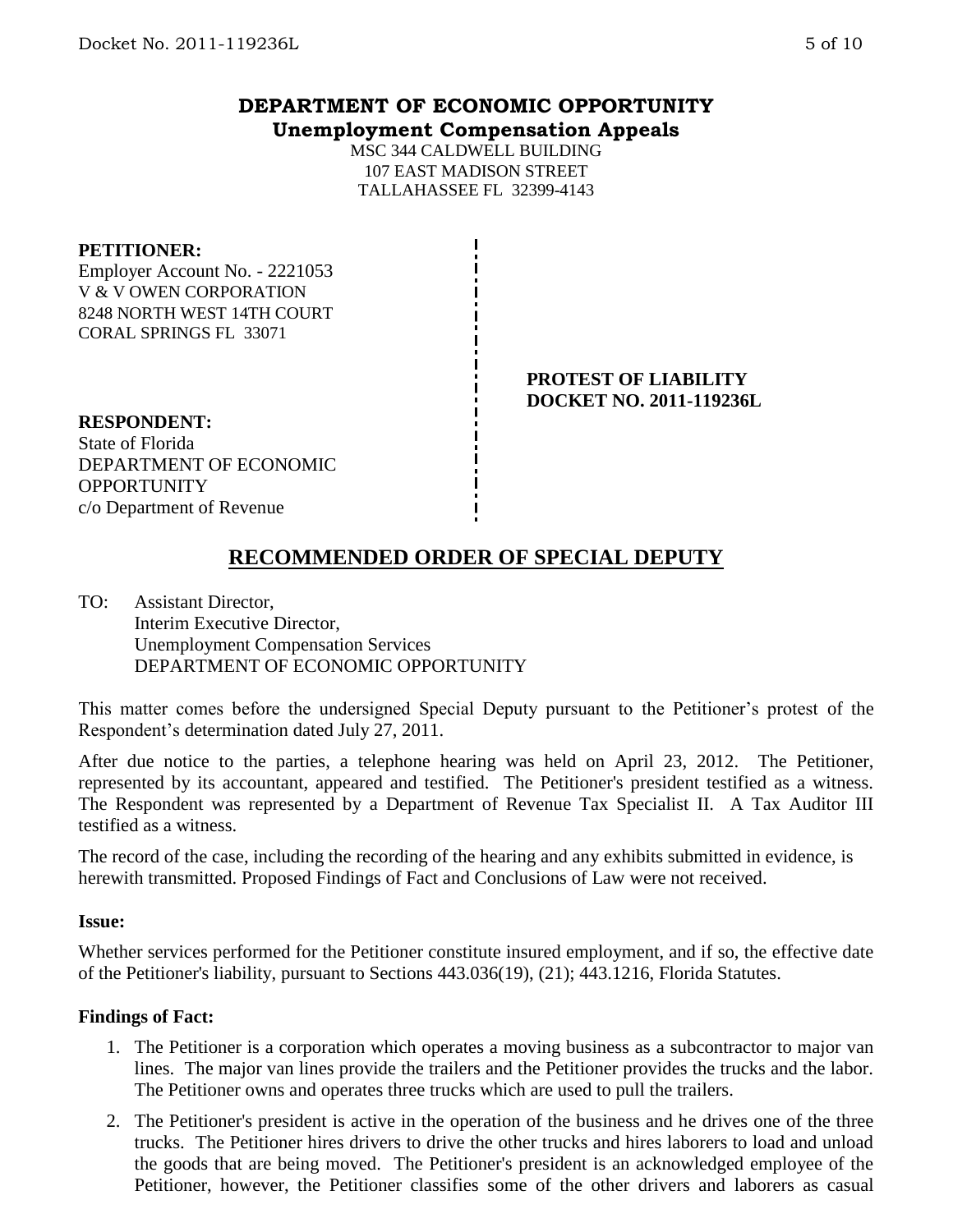# DEPARTMENT OF ECONOMIC OPPORTUNITY
## Unemployment Compensation Appeals

MSC 344 CALDWELL BUILDING
107 EAST MADISON STREET
TALLAHASSEE FL 32399-4143

**PETITIONER:**
Employer Account No. - 2221053
V & V OWEN CORPORATION
8248 NORTH WEST 14TH COURT
CORAL SPRINGS FL 33071

**PROTEST OF LIABILITY**
**DOCKET NO. 2011-119236L**

**RESPONDENT:**
State of Florida
DEPARTMENT OF ECONOMIC OPPORTUNITY
c/o Department of Revenue

## RECOMMENDED ORDER OF SPECIAL DEPUTY

TO: Assistant Director,
Interim Executive Director,
Unemployment Compensation Services
DEPARTMENT OF ECONOMIC OPPORTUNITY

This matter comes before the undersigned Special Deputy pursuant to the Petitioner's protest of the Respondent's determination dated July 27, 2011.

After due notice to the parties, a telephone hearing was held on April 23, 2012. The Petitioner, represented by its accountant, appeared and testified. The Petitioner's president testified as a witness. The Respondent was represented by a Department of Revenue Tax Specialist II. A Tax Auditor III testified as a witness.

The record of the case, including the recording of the hearing and any exhibits submitted in evidence, is herewith transmitted. Proposed Findings of Fact and Conclusions of Law were not received.

**Issue:**

Whether services performed for the Petitioner constitute insured employment, and if so, the effective date of the Petitioner's liability, pursuant to Sections 443.036(19), (21); 443.1216, Florida Statutes.

**Findings of Fact:**

1. The Petitioner is a corporation which operates a moving business as a subcontractor to major van lines. The major van lines provide the trailers and the Petitioner provides the trucks and the labor. The Petitioner owns and operates three trucks which are used to pull the trailers.
2. The Petitioner's president is active in the operation of the business and he drives one of the three trucks. The Petitioner hires drivers to drive the other trucks and hires laborers to load and unload the goods that are being moved. The Petitioner's president is an acknowledged employee of the Petitioner, however, the Petitioner classifies some of the other drivers and laborers as casual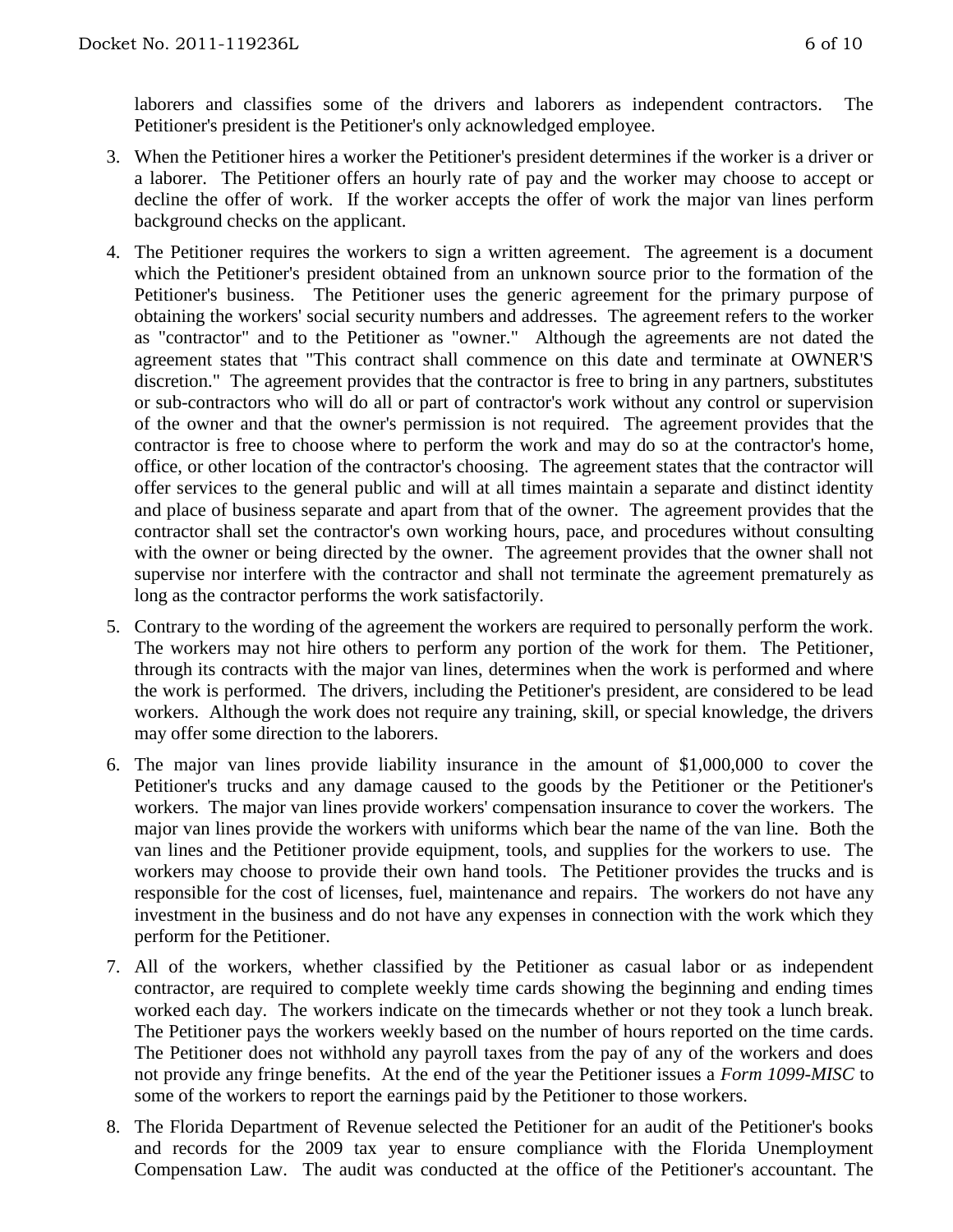laborers and classifies some of the drivers and laborers as independent contractors. The Petitioner's president is the Petitioner's only acknowledged employee.

3. When the Petitioner hires a worker the Petitioner's president determines if the worker is a driver or a laborer. The Petitioner offers an hourly rate of pay and the worker may choose to accept or decline the offer of work. If the worker accepts the offer of work the major van lines perform background checks on the applicant.

4. The Petitioner requires the workers to sign a written agreement. The agreement is a document which the Petitioner's president obtained from an unknown source prior to the formation of the Petitioner's business. The Petitioner uses the generic agreement for the primary purpose of obtaining the workers' social security numbers and addresses. The agreement refers to the worker as "contractor" and to the Petitioner as "owner." Although the agreements are not dated the agreement states that "This contract shall commence on this date and terminate at OWNER'S discretion." The agreement provides that the contractor is free to bring in any partners, substitutes or sub-contractors who will do all or part of contractor's work without any control or supervision of the owner and that the owner's permission is not required. The agreement provides that the contractor is free to choose where to perform the work and may do so at the contractor's home, office, or other location of the contractor's choosing. The agreement states that the contractor will offer services to the general public and will at all times maintain a separate and distinct identity and place of business separate and apart from that of the owner. The agreement provides that the contractor shall set the contractor's own working hours, pace, and procedures without consulting with the owner or being directed by the owner. The agreement provides that the owner shall not supervise nor interfere with the contractor and shall not terminate the agreement prematurely as long as the contractor performs the work satisfactorily.

5. Contrary to the wording of the agreement the workers are required to personally perform the work. The workers may not hire others to perform any portion of the work for them. The Petitioner, through its contracts with the major van lines, determines when the work is performed and where the work is performed. The drivers, including the Petitioner's president, are considered to be lead workers. Although the work does not require any training, skill, or special knowledge, the drivers may offer some direction to the laborers.

6. The major van lines provide liability insurance in the amount of $1,000,000 to cover the Petitioner's trucks and any damage caused to the goods by the Petitioner or the Petitioner's workers. The major van lines provide workers' compensation insurance to cover the workers. The major van lines provide the workers with uniforms which bear the name of the van line. Both the van lines and the Petitioner provide equipment, tools, and supplies for the workers to use. The workers may choose to provide their own hand tools. The Petitioner provides the trucks and is responsible for the cost of licenses, fuel, maintenance and repairs. The workers do not have any investment in the business and do not have any expenses in connection with the work which they perform for the Petitioner.

7. All of the workers, whether classified by the Petitioner as casual labor or as independent contractor, are required to complete weekly time cards showing the beginning and ending times worked each day. The workers indicate on the timecards whether or not they took a lunch break. The Petitioner pays the workers weekly based on the number of hours reported on the time cards. The Petitioner does not withhold any payroll taxes from the pay of any of the workers and does not provide any fringe benefits. At the end of the year the Petitioner issues a *Form 1099-MISC* to some of the workers to report the earnings paid by the Petitioner to those workers.

8. The Florida Department of Revenue selected the Petitioner for an audit of the Petitioner's books and records for the 2009 tax year to ensure compliance with the Florida Unemployment Compensation Law. The audit was conducted at the office of the Petitioner's accountant. The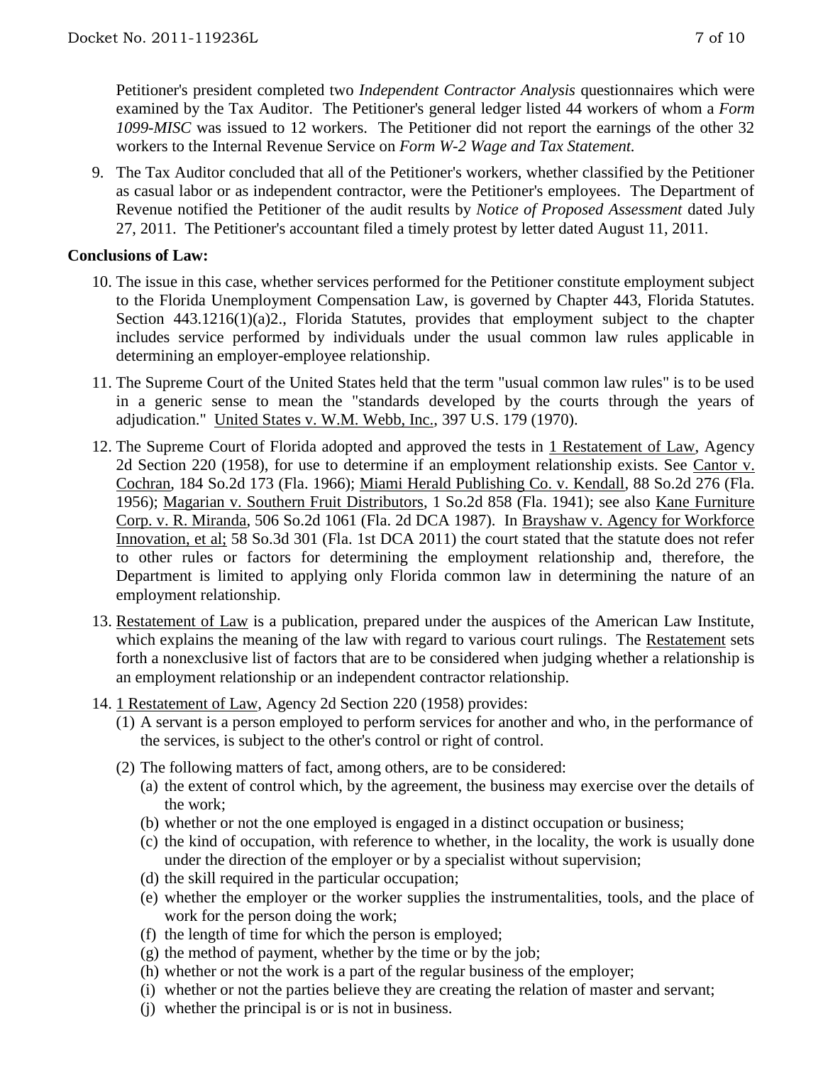Petitioner's president completed two *Independent Contractor Analysis* questionnaires which were examined by the Tax Auditor. The Petitioner's general ledger listed 44 workers of whom a *Form 1099-MISC* was issued to 12 workers. The Petitioner did not report the earnings of the other 32 workers to the Internal Revenue Service on *Form W-2 Wage and Tax Statement.*

9. The Tax Auditor concluded that all of the Petitioner's workers, whether classified by the Petitioner as casual labor or as independent contractor, were the Petitioner's employees. The Department of Revenue notified the Petitioner of the audit results by *Notice of Proposed Assessment* dated July 27, 2011. The Petitioner's accountant filed a timely protest by letter dated August 11, 2011.

**Conclusions of Law:**

10. The issue in this case, whether services performed for the Petitioner constitute employment subject to the Florida Unemployment Compensation Law, is governed by Chapter 443, Florida Statutes. Section 443.1216(1)(a)2., Florida Statutes, provides that employment subject to the chapter includes service performed by individuals under the usual common law rules applicable in determining an employer-employee relationship.

11. The Supreme Court of the United States held that the term "usual common law rules" is to be used in a generic sense to mean the "standards developed by the courts through the years of adjudication." United States v. W.M. Webb, Inc., 397 U.S. 179 (1970).

12. The Supreme Court of Florida adopted and approved the tests in 1 Restatement of Law, Agency 2d Section 220 (1958), for use to determine if an employment relationship exists. See Cantor v. Cochran, 184 So.2d 173 (Fla. 1966); Miami Herald Publishing Co. v. Kendall, 88 So.2d 276 (Fla. 1956); Magarian v. Southern Fruit Distributors, 1 So.2d 858 (Fla. 1941); see also Kane Furniture Corp. v. R. Miranda, 506 So.2d 1061 (Fla. 2d DCA 1987). In Brayshaw v. Agency for Workforce Innovation, et al; 58 So.3d 301 (Fla. 1st DCA 2011) the court stated that the statute does not refer to other rules or factors for determining the employment relationship and, therefore, the Department is limited to applying only Florida common law in determining the nature of an employment relationship.

13. Restatement of Law is a publication, prepared under the auspices of the American Law Institute, which explains the meaning of the law with regard to various court rulings. The Restatement sets forth a nonexclusive list of factors that are to be considered when judging whether a relationship is an employment relationship or an independent contractor relationship.

14. 1 Restatement of Law, Agency 2d Section 220 (1958) provides:
    (1) A servant is a person employed to perform services for another and who, in the performance of the services, is subject to the other's control or right of control.

    (2) The following matters of fact, among others, are to be considered:
      (a) the extent of control which, by the agreement, the business may exercise over the details of the work;
      (b) whether or not the one employed is engaged in a distinct occupation or business;
      (c) the kind of occupation, with reference to whether, in the locality, the work is usually done under the direction of the employer or by a specialist without supervision;
      (d) the skill required in the particular occupation;
      (e) whether the employer or the worker supplies the instrumentalities, tools, and the place of work for the person doing the work;
      (f) the length of time for which the person is employed;
      (g) the method of payment, whether by the time or by the job;
      (h) whether or not the work is a part of the regular business of the employer;
      (i) whether or not the parties believe they are creating the relation of master and servant;
      (j) whether the principal is or is not in business.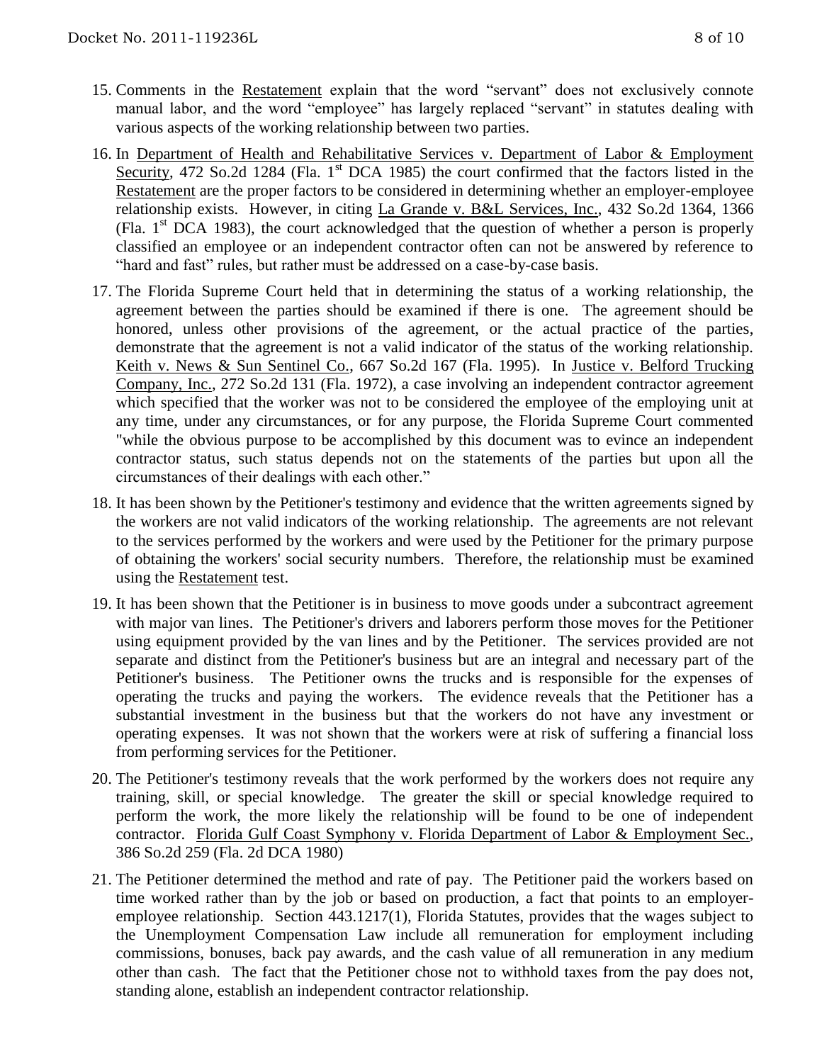15. Comments in the Restatement explain that the word "servant" does not exclusively connote manual labor, and the word "employee" has largely replaced "servant" in statutes dealing with various aspects of the working relationship between two parties.

16. In Department of Health and Rehabilitative Services v. Department of Labor & Employment Security, 472 So.2d 1284 (Fla. 1st DCA 1985) the court confirmed that the factors listed in the Restatement are the proper factors to be considered in determining whether an employer-employee relationship exists. However, in citing La Grande v. B&L Services, Inc., 432 So.2d 1364, 1366 (Fla. 1st DCA 1983), the court acknowledged that the question of whether a person is properly classified an employee or an independent contractor often can not be answered by reference to "hard and fast" rules, but rather must be addressed on a case-by-case basis.

17. The Florida Supreme Court held that in determining the status of a working relationship, the agreement between the parties should be examined if there is one. The agreement should be honored, unless other provisions of the agreement, or the actual practice of the parties, demonstrate that the agreement is not a valid indicator of the status of the working relationship. Keith v. News & Sun Sentinel Co., 667 So.2d 167 (Fla. 1995). In Justice v. Belford Trucking Company, Inc., 272 So.2d 131 (Fla. 1972), a case involving an independent contractor agreement which specified that the worker was not to be considered the employee of the employing unit at any time, under any circumstances, or for any purpose, the Florida Supreme Court commented "while the obvious purpose to be accomplished by this document was to evince an independent contractor status, such status depends not on the statements of the parties but upon all the circumstances of their dealings with each other."

18. It has been shown by the Petitioner's testimony and evidence that the written agreements signed by the workers are not valid indicators of the working relationship. The agreements are not relevant to the services performed by the workers and were used by the Petitioner for the primary purpose of obtaining the workers' social security numbers. Therefore, the relationship must be examined using the Restatement test.

19. It has been shown that the Petitioner is in business to move goods under a subcontract agreement with major van lines. The Petitioner's drivers and laborers perform those moves for the Petitioner using equipment provided by the van lines and by the Petitioner. The services provided are not separate and distinct from the Petitioner's business but are an integral and necessary part of the Petitioner's business. The Petitioner owns the trucks and is responsible for the expenses of operating the trucks and paying the workers. The evidence reveals that the Petitioner has a substantial investment in the business but that the workers do not have any investment or operating expenses. It was not shown that the workers were at risk of suffering a financial loss from performing services for the Petitioner.

20. The Petitioner's testimony reveals that the work performed by the workers does not require any training, skill, or special knowledge. The greater the skill or special knowledge required to perform the work, the more likely the relationship will be found to be one of independent contractor. Florida Gulf Coast Symphony v. Florida Department of Labor & Employment Sec., 386 So.2d 259 (Fla. 2d DCA 1980)

21. The Petitioner determined the method and rate of pay. The Petitioner paid the workers based on time worked rather than by the job or based on production, a fact that points to an employer-employee relationship. Section 443.1217(1), Florida Statutes, provides that the wages subject to the Unemployment Compensation Law include all remuneration for employment including commissions, bonuses, back pay awards, and the cash value of all remuneration in any medium other than cash. The fact that the Petitioner chose not to withhold taxes from the pay does not, standing alone, establish an independent contractor relationship.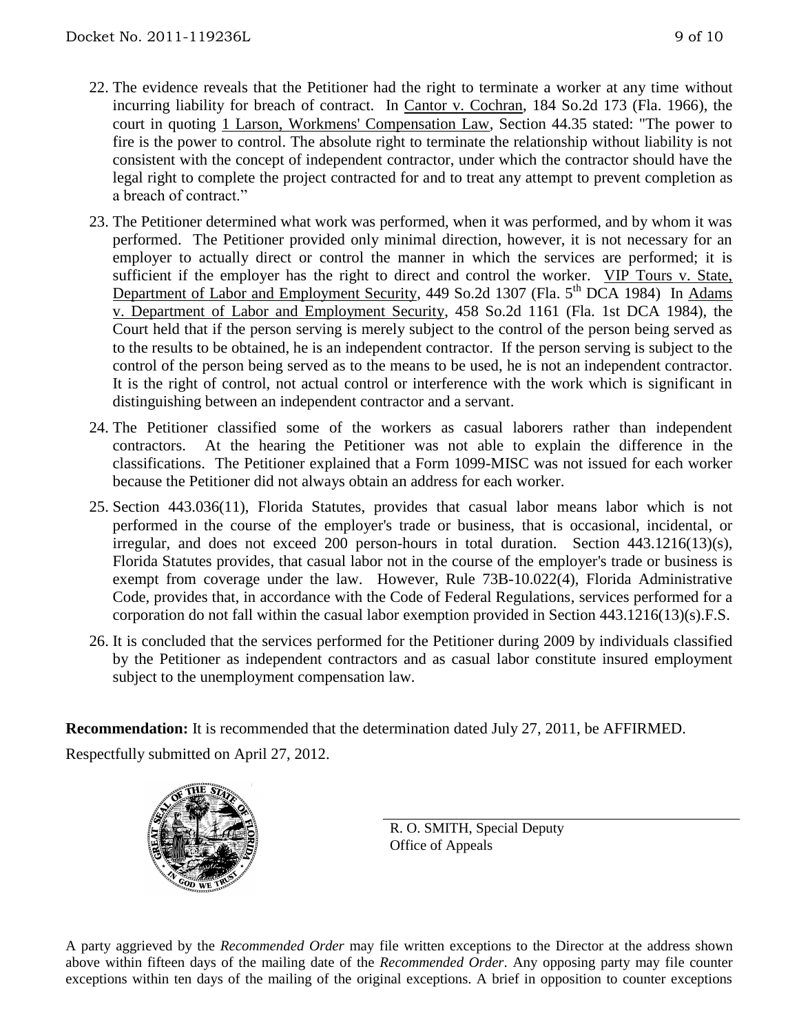22. The evidence reveals that the Petitioner had the right to terminate a worker at any time without incurring liability for breach of contract. In Cantor v. Cochran, 184 So.2d 173 (Fla. 1966), the court in quoting 1 Larson, Workmens' Compensation Law, Section 44.35 stated: "The power to fire is the power to control. The absolute right to terminate the relationship without liability is not consistent with the concept of independent contractor, under which the contractor should have the legal right to complete the project contracted for and to treat any attempt to prevent completion as a breach of contract."

23. The Petitioner determined what work was performed, when it was performed, and by whom it was performed. The Petitioner provided only minimal direction, however, it is not necessary for an employer to actually direct or control the manner in which the services are performed; it is sufficient if the employer has the right to direct and control the worker. VIP Tours v. State, Department of Labor and Employment Security, 449 So.2d 1307 (Fla. 5th DCA 1984) In Adams v. Department of Labor and Employment Security, 458 So.2d 1161 (Fla. 1st DCA 1984), the Court held that if the person serving is merely subject to the control of the person being served as to the results to be obtained, he is an independent contractor. If the person serving is subject to the control of the person being served as to the means to be used, he is not an independent contractor. It is the right of control, not actual control or interference with the work which is significant in distinguishing between an independent contractor and a servant.

24. The Petitioner classified some of the workers as casual laborers rather than independent contractors. At the hearing the Petitioner was not able to explain the difference in the classifications. The Petitioner explained that a Form 1099-MISC was not issued for each worker because the Petitioner did not always obtain an address for each worker.

25. Section 443.036(11), Florida Statutes, provides that casual labor means labor which is not performed in the course of the employer's trade or business, that is occasional, incidental, or irregular, and does not exceed 200 person-hours in total duration. Section 443.1216(13)(s), Florida Statutes provides, that casual labor not in the course of the employer's trade or business is exempt from coverage under the law. However, Rule 73B-10.022(4), Florida Administrative Code, provides that, in accordance with the Code of Federal Regulations, services performed for a corporation do not fall within the casual labor exemption provided in Section 443.1216(13)(s).F.S.

26. It is concluded that the services performed for the Petitioner during 2009 by individuals classified by the Petitioner as independent contractors and as casual labor constitute insured employment subject to the unemployment compensation law.

**Recommendation:** It is recommended that the determination dated July 27, 2011, be AFFIRMED.

Respectfully submitted on April 27, 2012.

R. O. SMITH, Special Deputy
Office of Appeals

A party aggrieved by the *Recommended Order* may file written exceptions to the Director at the address shown above within fifteen days of the mailing date of the *Recommended Order*. Any opposing party may file counter exceptions within ten days of the mailing of the original exceptions. A brief in opposition to counter exceptions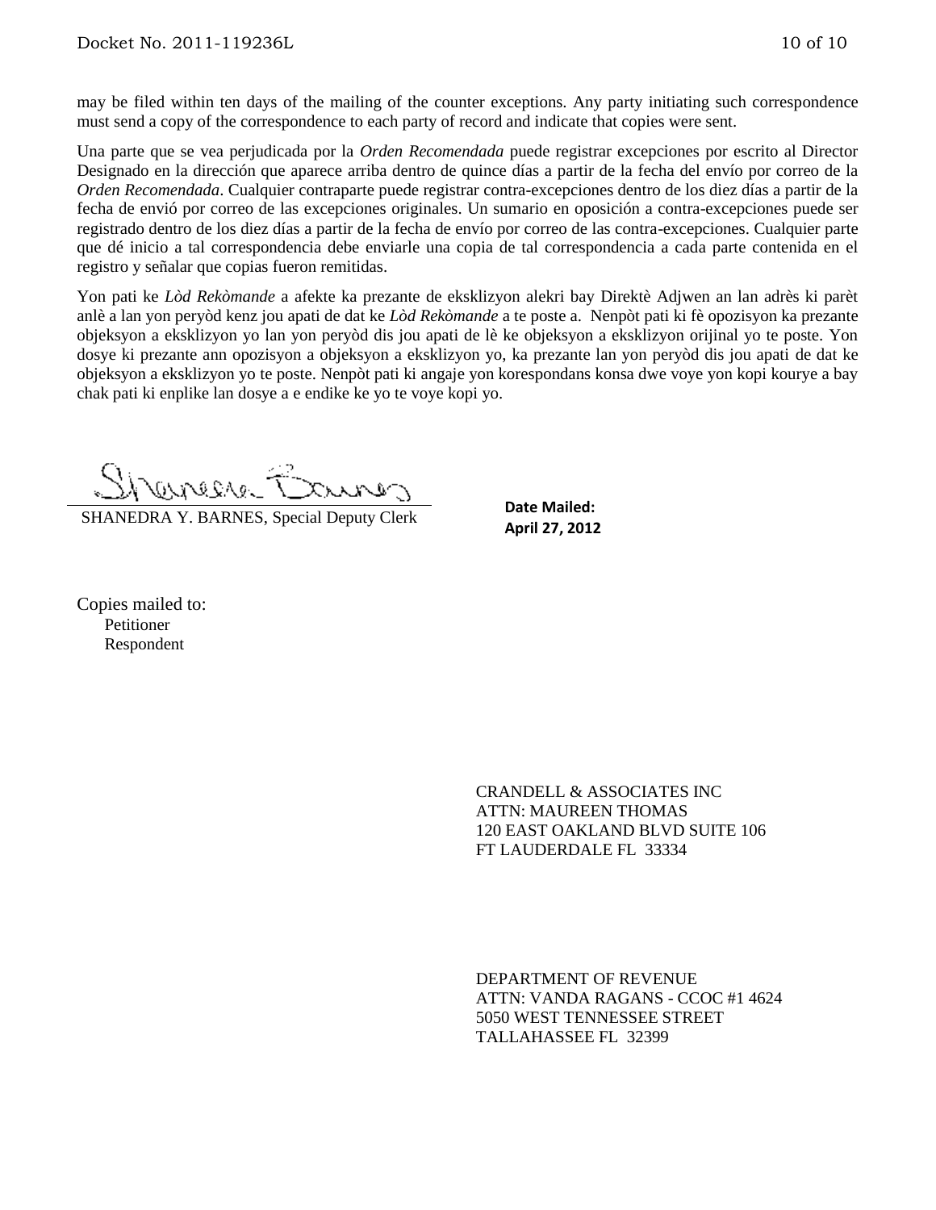may be filed within ten days of the mailing of the counter exceptions. Any party initiating such correspondence must send a copy of the correspondence to each party of record and indicate that copies were sent.

Una parte que se vea perjudicada por la *Orden Recomendada* puede registrar excepciones por escrito al Director Designado en la dirección que aparece arriba dentro de quince días a partir de la fecha del envío por correo de la *Orden Recomendada*. Cualquier contraparte puede registrar contra-excepciones dentro de los diez días a partir de la fecha de envió por correo de las excepciones originales. Un sumario en oposición a contra-excepciones puede ser registrado dentro de los diez días a partir de la fecha de envío por correo de las contra-excepciones. Cualquier parte que dé inicio a tal correspondencia debe enviarle una copia de tal correspondencia a cada parte contenida en el registro y señalar que copias fueron remitidas.

Yon pati ke *Lòd Rekòmande* a afekte ka prezante de eksklizyon alekri bay Direktè Adjwen an lan adrès ki parèt anlè a lan yon peryòd kenz jou apati de dat ke *Lòd Rekòmande* a te poste a. Nenpòt pati ki fè opozisyon ka prezante objeksyon a eksklizyon yo lan yon peryòd dis jou apati de lè ke objeksyon a eksklizyon orijinal yo te poste. Yon dosye ki prezante ann opozisyon a objeksyon a eksklizyon yo, ka prezante lan yon peryòd dis jou apati de dat ke objeksyon a eksklizyon yo te poste. Nenpòt pati ki angaje yon korespondans konsa dwe voye yon kopi kourye a bay chak pati ki enplike lan dosye a e endike ke yo te voye kopi yo.

SHANEDRA Y. BARNES, Special Deputy Clerk

**Date Mailed:**
**April 27, 2012**

Copies mailed to:
Petitioner
Respondent

CRANDELL & ASSOCIATES INC
ATTN: MAUREEN THOMAS
120 EAST OAKLAND BLVD SUITE 106
FT LAUDERDALE FL 33334

DEPARTMENT OF REVENUE
ATTN: VANDA RAGANS - CCOC #1 4624
5050 WEST TENNESSEE STREET
TALLAHASSEE FL 32399